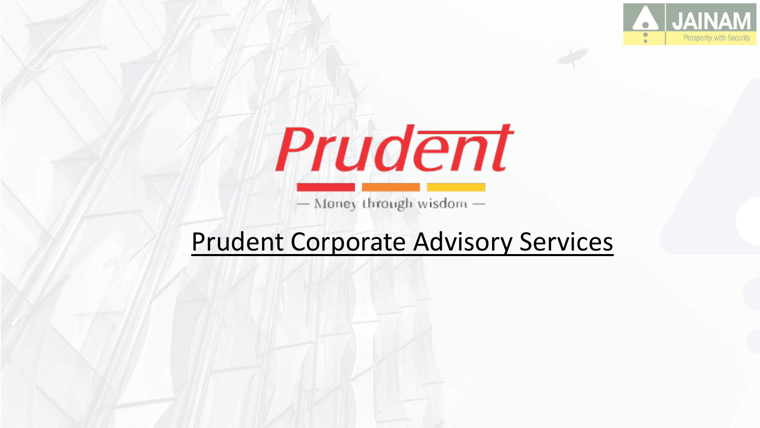JAINAM

Prosperity with Security

# Prudent

— Money through wisdom —

## Prudent Corporate Advisory Services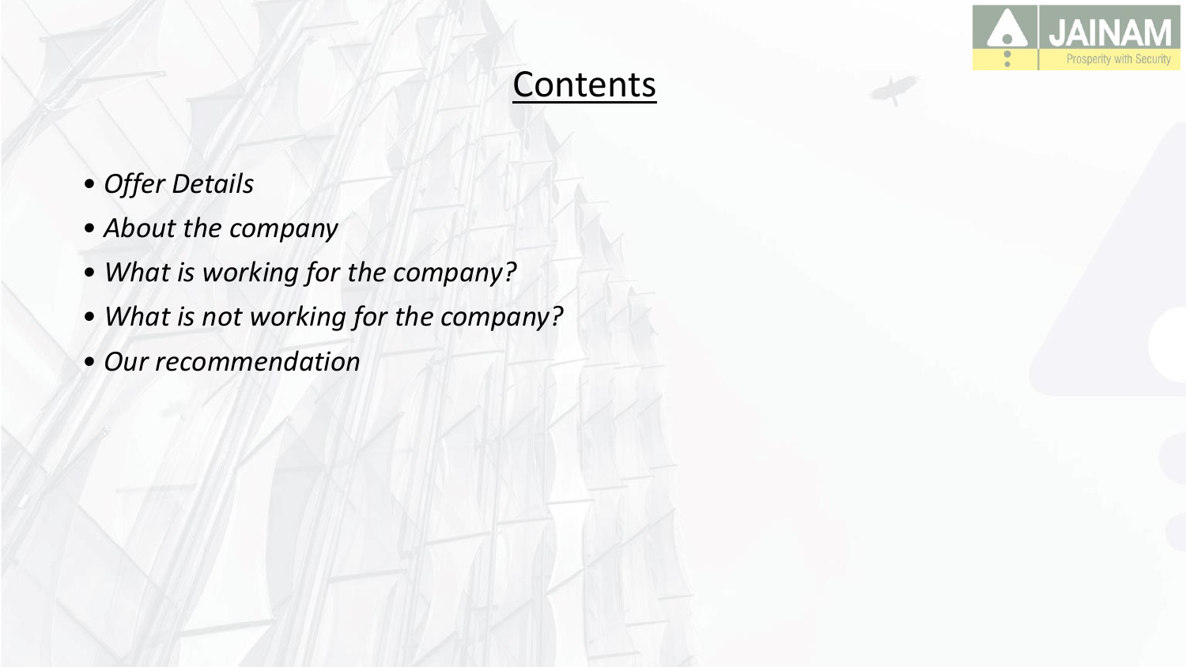# Contents

- *Offer Details*
- *About the company*
- *What is working for the company?*
- *What is not working for the company?*
- *Our recommendation*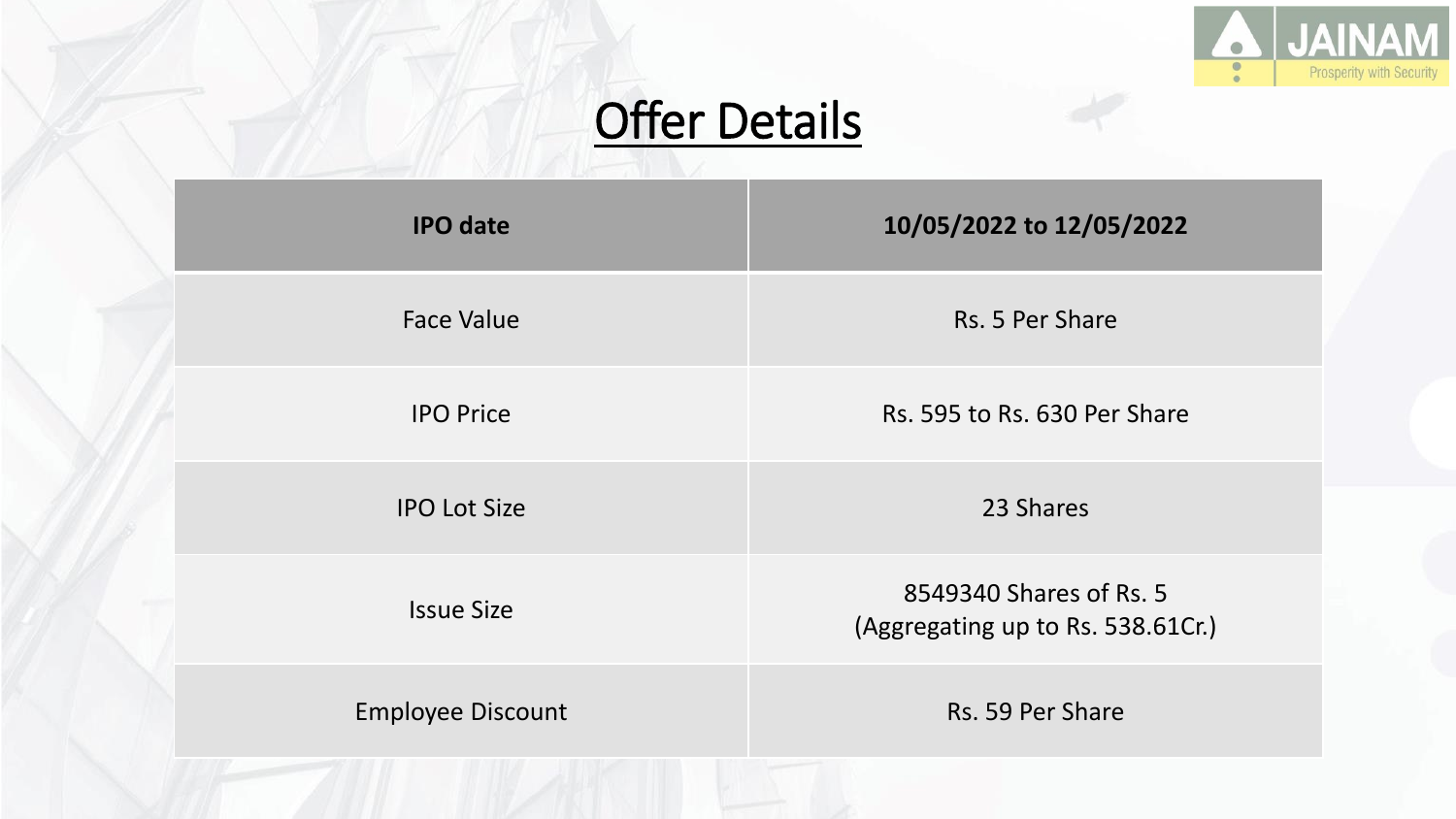# Offer Details

| IPO date | 10/05/2022 to 12/05/2022 |
| --- | --- |
| Face Value | Rs. 5 Per Share |
| IPO Price | Rs. 595 to Rs. 630 Per Share |
| IPO Lot Size | 23 Shares |
| Issue Size | 8549340 Shares of Rs. 5 (Aggregating up to Rs. 538.61Cr.) |
| Employee Discount | Rs. 59 Per Share |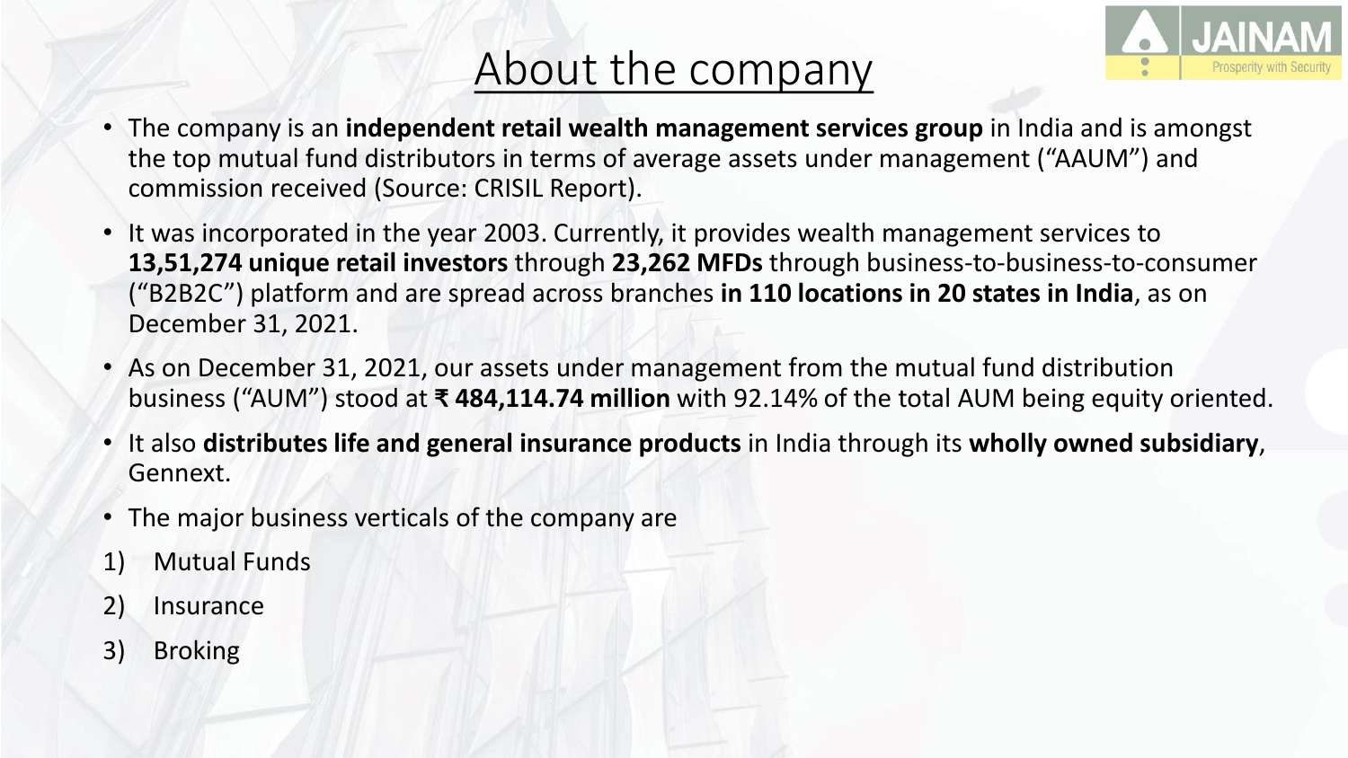# About the company

- The company is an **independent retail wealth management services group** in India and is amongst the top mutual fund distributors in terms of average assets under management ("AAUM") and commission received (Source: CRISIL Report).
- It was incorporated in the year 2003. Currently, it provides wealth management services to **13,51,274 unique retail investors** through **23,262 MFDs** through business-to-business-to-consumer ("B2B2C") platform and are spread across branches **in 110 locations in 20 states in India**, as on December 31, 2021.
- As on December 31, 2021, our assets under management from the mutual fund distribution business ("AUM") stood at **₹ 484,114.74 million** with 92.14% of the total AUM being equity oriented.
- It also **distributes life and general insurance products** in India through its **wholly owned subsidiary**, Gennext.
- The major business verticals of the company are

1) Mutual Funds
2) Insurance
3) Broking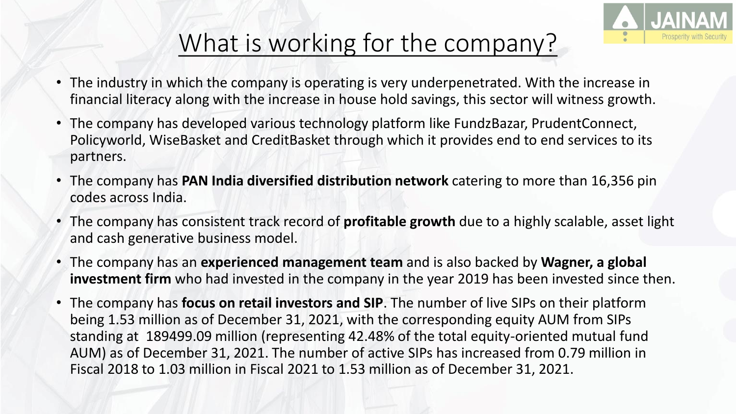# What is working for the company?

- The industry in which the company is operating is very underpenetrated. With the increase in financial literacy along with the increase in house hold savings, this sector will witness growth.
- The company has developed various technology platform like FundzBazar, PrudentConnect, Policyworld, WiseBasket and CreditBasket through which it provides end to end services to its partners.
- The company has **PAN India diversified distribution network** catering to more than 16,356 pin codes across India.
- The company has consistent track record of **profitable growth** due to a highly scalable, asset light and cash generative business model.
- The company has an **experienced management team** and is also backed by **Wagner, a global investment firm** who had invested in the company in the year 2019 has been invested since then.
- The company has **focus on retail investors and SIP**. The number of live SIPs on their platform being 1.53 million as of December 31, 2021, with the corresponding equity AUM from SIPs standing at 189499.09 million (representing 42.48% of the total equity-oriented mutual fund AUM) as of December 31, 2021. The number of active SIPs has increased from 0.79 million in Fiscal 2018 to 1.03 million in Fiscal 2021 to 1.53 million as of December 31, 2021.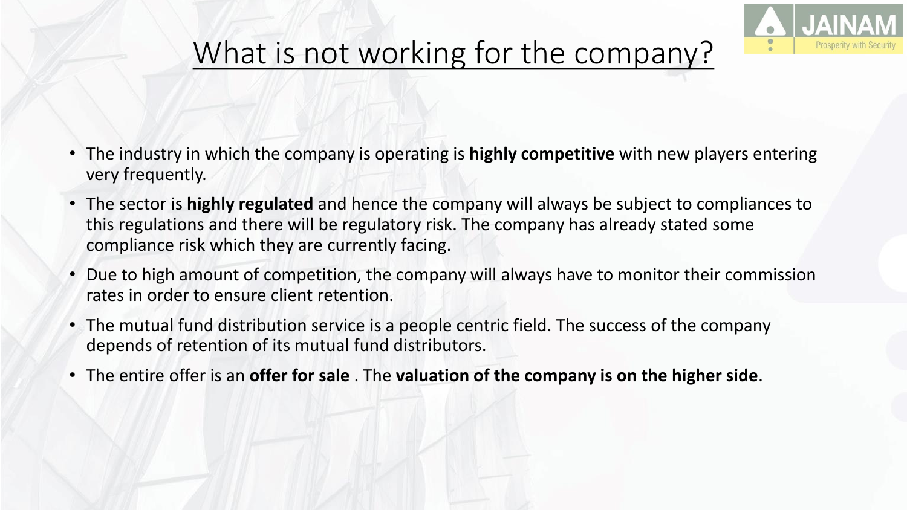# What is not working for the company?

- The industry in which the company is operating is **highly competitive** with new players entering very frequently.
- The sector is **highly regulated** and hence the company will always be subject to compliances to this regulations and there will be regulatory risk. The company has already stated some compliance risk which they are currently facing.
- Due to high amount of competition, the company will always have to monitor their commission rates in order to ensure client retention.
- The mutual fund distribution service is a people centric field. The success of the company depends of retention of its mutual fund distributors.
- The entire offer is an **offer for sale** . The **valuation of the company is on the higher side**.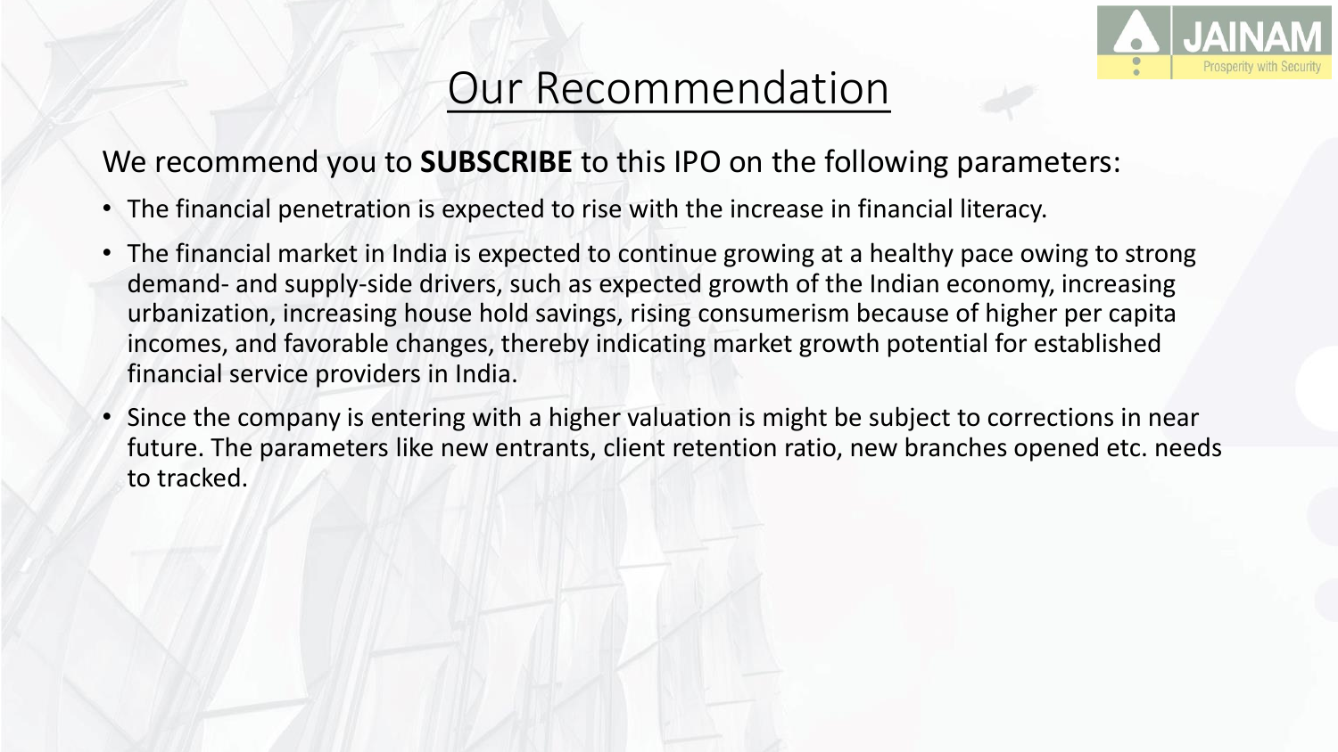# Our Recommendation

We recommend you to **SUBSCRIBE** to this IPO on the following parameters:

- The financial penetration is expected to rise with the increase in financial literacy.
- The financial market in India is expected to continue growing at a healthy pace owing to strong demand- and supply-side drivers, such as expected growth of the Indian economy, increasing urbanization, increasing house hold savings, rising consumerism because of higher per capita incomes, and favorable changes, thereby indicating market growth potential for established financial service providers in India.
- Since the company is entering with a higher valuation is might be subject to corrections in near future. The parameters like new entrants, client retention ratio, new branches opened etc. needs to tracked.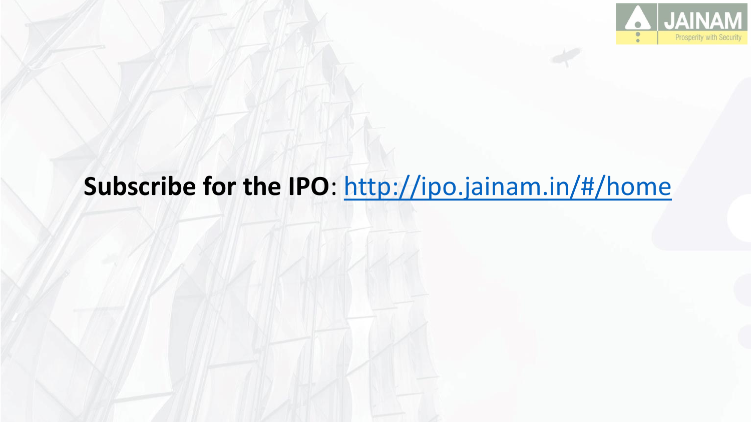**Subscribe for the IPO**: [http://ipo.jainam.in/#/home](http://ipo.jainam.in/#/home)